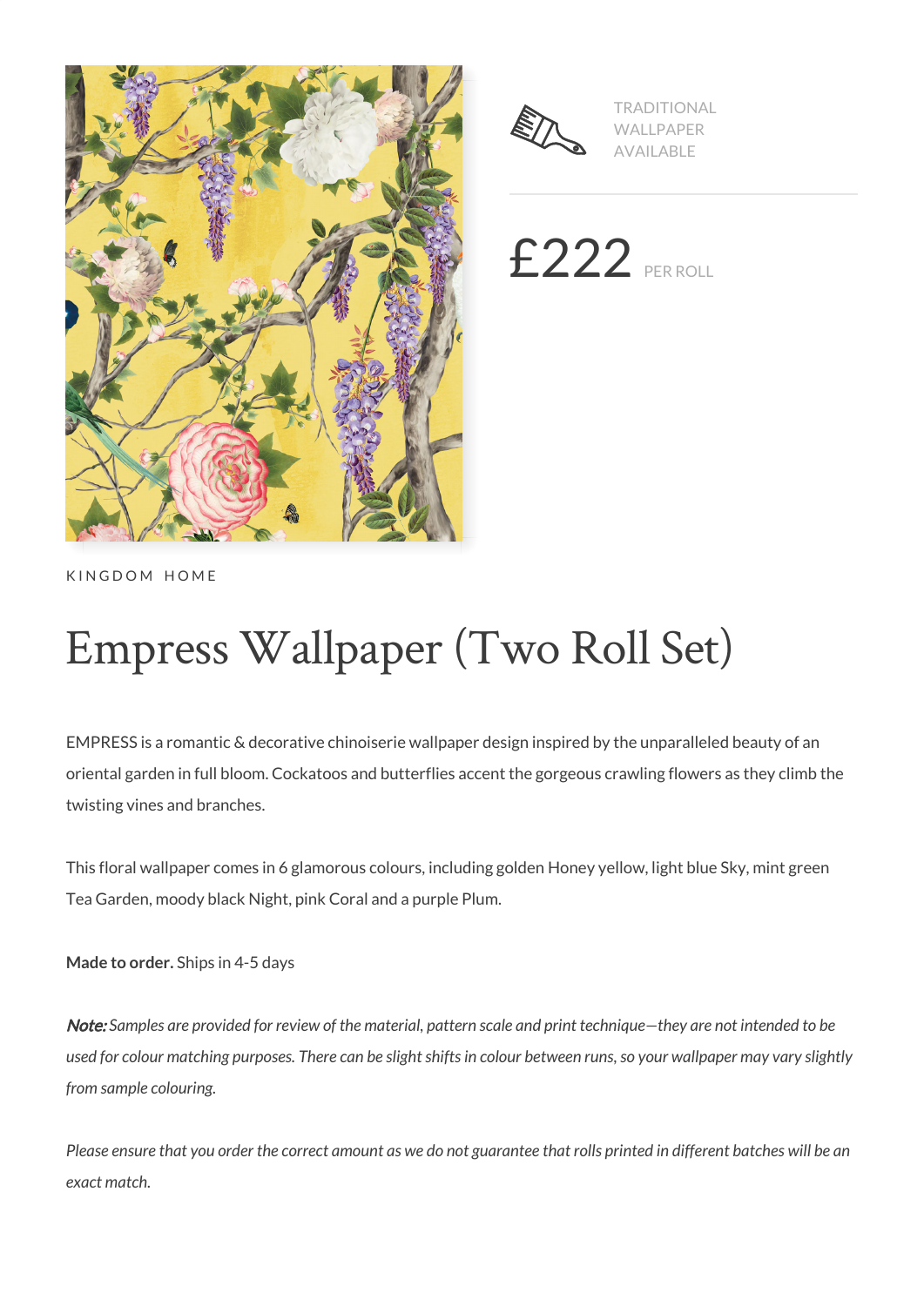TRADITIONAL WALLPAPER AVAILABLE

£222 PER ROLL

KINGDOM HOME

# Empress Wallpaper (Two Roll Set)

EMPRESS is a romantic & decorative chinoiserie wallpaper design inspired by the unparalleled beauty of an oriental garden in full bloom. Cockatoos and butterflies accent the gorgeous crawling flowers as they climb the twisting vines and branches.

This floral wallpaper comes in 6 glamorous colours, including golden Honey yellow, light blue Sky, mint green Tea Garden, moody black Night, pink Coral and a purple Plum.

**Made to order.** Ships in 4-5 days

***Note:*** *Samples are provided for review of the material, pattern scale and print technique—they are not intended to be used for colour matching purposes. There can be slight shifts in colour between runs, so your wallpaper may vary slightly from sample colouring.*

*Please ensure that you order the correct amount as we do not guarantee that rolls printed in different batches will be an exact match.*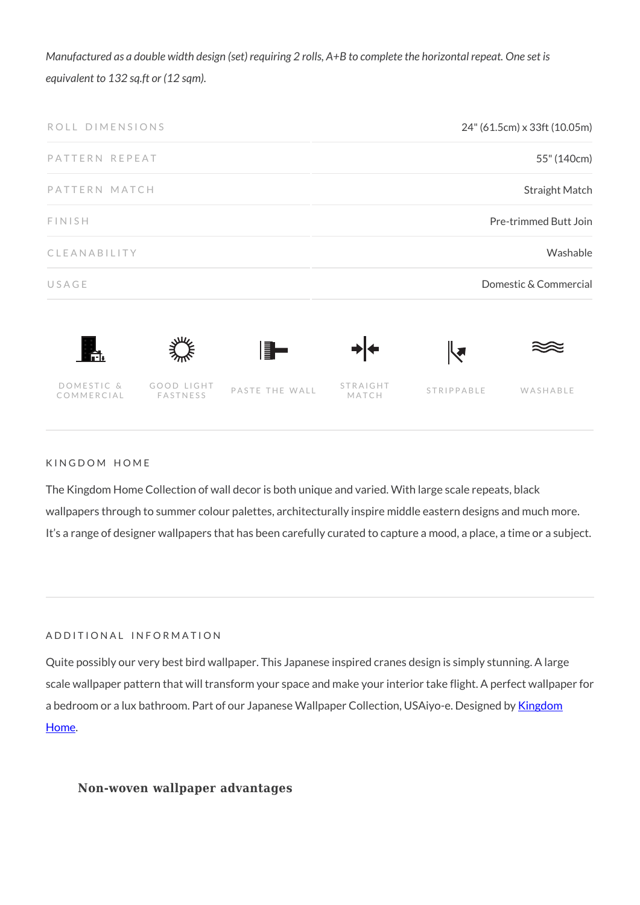*Manufactured as a double width design (set) requiring 2 rolls, A+B to complete the horizontal repeat. One set is equivalent to 132 sq.ft or (12 sqm).*

| | |
|---|---|
| ROLL DIMENSIONS | 24" (61.5cm) x 33ft (10.05m) |
| PATTERN REPEAT | 55" (140cm) |
| PATTERN MATCH | Straight Match |
| FINISH | Pre-trimmed Butt Join |
| CLEANABILITY | Washable |
| USAGE | Domestic & Commercial |

DOMESTIC & COMMERCIAL | GOOD LIGHT FASTNESS | PASTE THE WALL | STRAIGHT MATCH | STRIPPABLE | WASHABLE

## KINGDOM HOME

The Kingdom Home Collection of wall decor is both unique and varied. With large scale repeats, black wallpapers through to summer colour palettes, architecturally inspire middle eastern designs and much more. It's a range of designer wallpapers that has been carefully curated to capture a mood, a place, a time or a subject.

## ADDITIONAL INFORMATION

Quite possibly our very best bird wallpaper. This Japanese inspired cranes design is simply stunning. A large scale wallpaper pattern that will transform your space and make your interior take flight. A perfect wallpaper for a bedroom or a lux bathroom. Part of our Japanese Wallpaper Collection, USAiyo-e. Designed by [Kingdom Home].

### Non-woven wallpaper advantages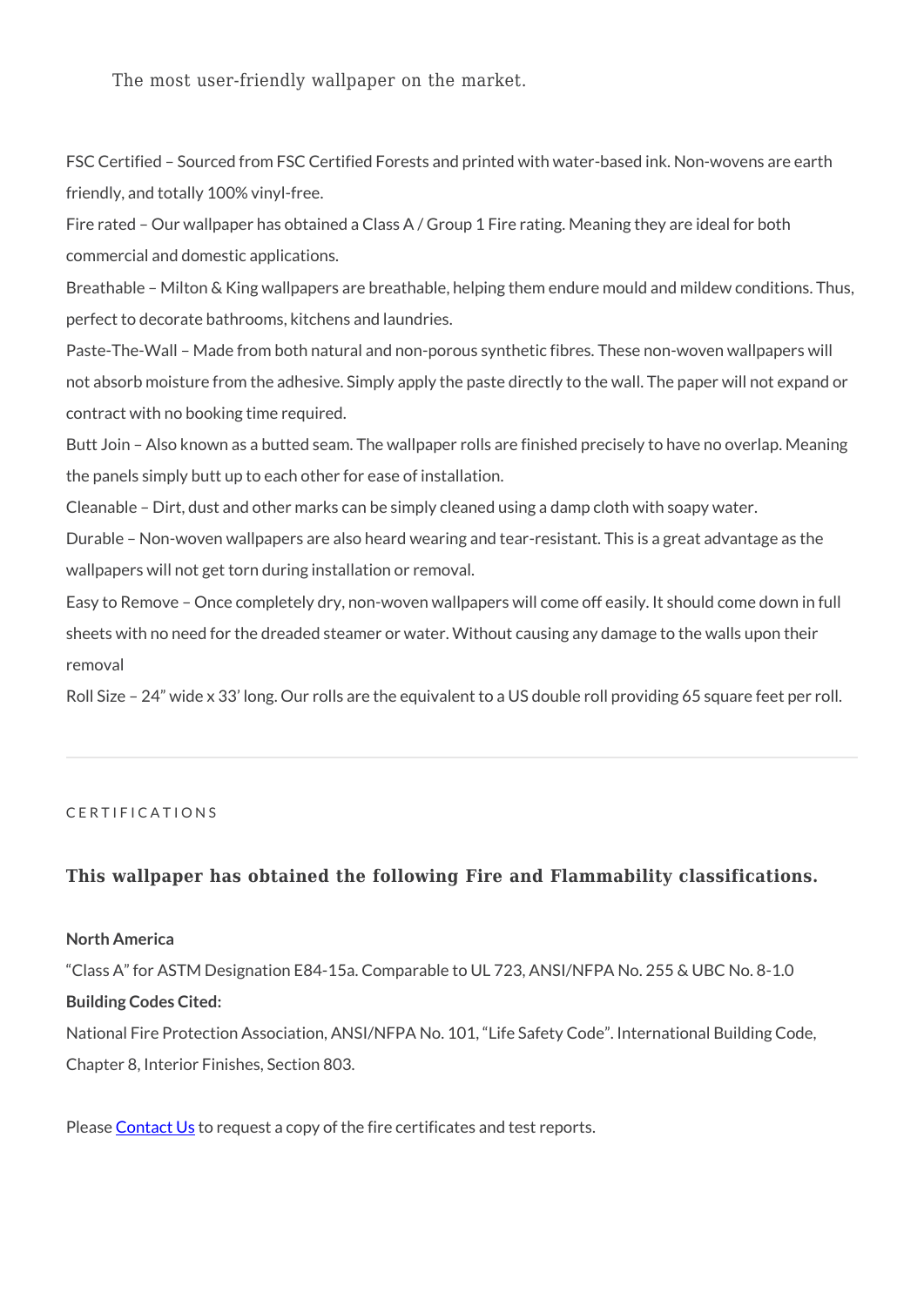The most user-friendly wallpaper on the market.

FSC Certified – Sourced from FSC Certified Forests and printed with water-based ink. Non-wovens are earth friendly, and totally 100% vinyl-free.

Fire rated – Our wallpaper has obtained a Class A / Group 1 Fire rating. Meaning they are ideal for both commercial and domestic applications.

Breathable – Milton & King wallpapers are breathable, helping them endure mould and mildew conditions. Thus, perfect to decorate bathrooms, kitchens and laundries.

Paste-The-Wall – Made from both natural and non-porous synthetic fibres. These non-woven wallpapers will not absorb moisture from the adhesive. Simply apply the paste directly to the wall. The paper will not expand or contract with no booking time required.

Butt Join – Also known as a butted seam. The wallpaper rolls are finished precisely to have no overlap. Meaning the panels simply butt up to each other for ease of installation.

Cleanable – Dirt, dust and other marks can be simply cleaned using a damp cloth with soapy water.

Durable – Non-woven wallpapers are also heard wearing and tear-resistant. This is a great advantage as the wallpapers will not get torn during installation or removal.

Easy to Remove – Once completely dry, non-woven wallpapers will come off easily. It should come down in full sheets with no need for the dreaded steamer or water. Without causing any damage to the walls upon their removal

Roll Size – 24" wide x 33' long. Our rolls are the equivalent to a US double roll providing 65 square feet per roll.

---

CERTIFICATIONS

## This wallpaper has obtained the following Fire and Flammability classifications.

**North America**

"Class A" for ASTM Designation E84-15a. Comparable to UL 723, ANSI/NFPA No. 255 & UBC No. 8-1.0

**Building Codes Cited:**

National Fire Protection Association, ANSI/NFPA No. 101, "Life Safety Code". International Building Code, Chapter 8, Interior Finishes, Section 803.

Please Contact Us to request a copy of the fire certificates and test reports.